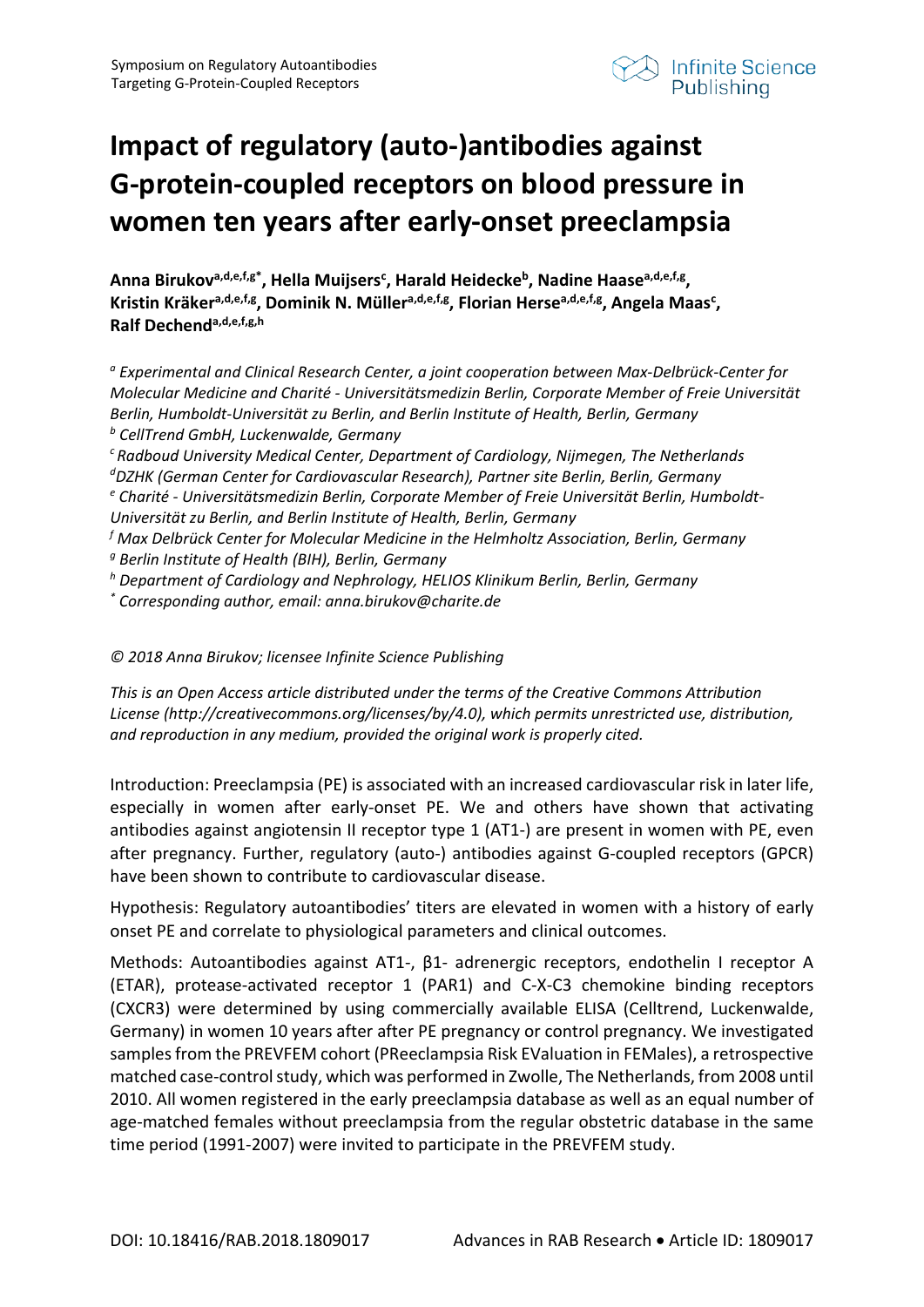# Impact of regulatory (auto-)antibodies against G-protein-coupled receptors on blood pressure in women ten years after early-onset preeclampsia

**Anna Birukov[a,d,e,f,g*], Hella Muijsers[c], Harald Heidecke[b], Nadine Haase[a,d,e,f,g], Kristin Kräker[a,d,e,f,g], Dominik N. Müller[a,d,e,f,g], Florian Herse[a,d,e,f,g], Angela Maas[c], Ralf Dechend[a,d,e,f,g,h]**

*[a] Experimental and Clinical Research Center, a joint cooperation between Max-Delbrück-Center for Molecular Medicine and Charité - Universitätsmedizin Berlin, Corporate Member of Freie Universität Berlin, Humboldt-Universität zu Berlin, and Berlin Institute of Health, Berlin, Germany*
*[b] CellTrend GmbH, Luckenwalde, Germany*
*[c] Radboud University Medical Center, Department of Cardiology, Nijmegen, The Netherlands*
*[d] DZHK (German Center for Cardiovascular Research), Partner site Berlin, Berlin, Germany*
*[e] Charité - Universitätsmedizin Berlin, Corporate Member of Freie Universität Berlin, Humboldt-Universität zu Berlin, and Berlin Institute of Health, Berlin, Germany*
*[f] Max Delbrück Center for Molecular Medicine in the Helmholtz Association, Berlin, Germany*
*[g] Berlin Institute of Health (BIH), Berlin, Germany*
*[h] Department of Cardiology and Nephrology, HELIOS Klinikum Berlin, Berlin, Germany*
*[*] Corresponding author, email: anna.birukov@charite.de*

*© 2018 Anna Birukov; licensee Infinite Science Publishing*

*This is an Open Access article distributed under the terms of the Creative Commons Attribution License (http://creativecommons.org/licenses/by/4.0), which permits unrestricted use, distribution, and reproduction in any medium, provided the original work is properly cited.*

Introduction: Preeclampsia (PE) is associated with an increased cardiovascular risk in later life, especially in women after early-onset PE. We and others have shown that activating antibodies against angiotensin II receptor type 1 (AT1-) are present in women with PE, even after pregnancy. Further, regulatory (auto-) antibodies against G-coupled receptors (GPCR) have been shown to contribute to cardiovascular disease.

Hypothesis: Regulatory autoantibodies' titers are elevated in women with a history of early onset PE and correlate to physiological parameters and clinical outcomes.

Methods: Autoantibodies against AT1-, β1- adrenergic receptors, endothelin I receptor A (ETAR), protease-activated receptor 1 (PAR1) and C-X-C3 chemokine binding receptors (CXCR3) were determined by using commercially available ELISA (Celltrend, Luckenwalde, Germany) in women 10 years after after PE pregnancy or control pregnancy. We investigated samples from the PREVFEM cohort (PReeclampsia Risk EValuation in FEMales), a retrospective matched case-control study, which was performed in Zwolle, The Netherlands, from 2008 until 2010. All women registered in the early preeclampsia database as well as an equal number of age-matched females without preeclampsia from the regular obstetric database in the same time period (1991-2007) were invited to participate in the PREVFEM study.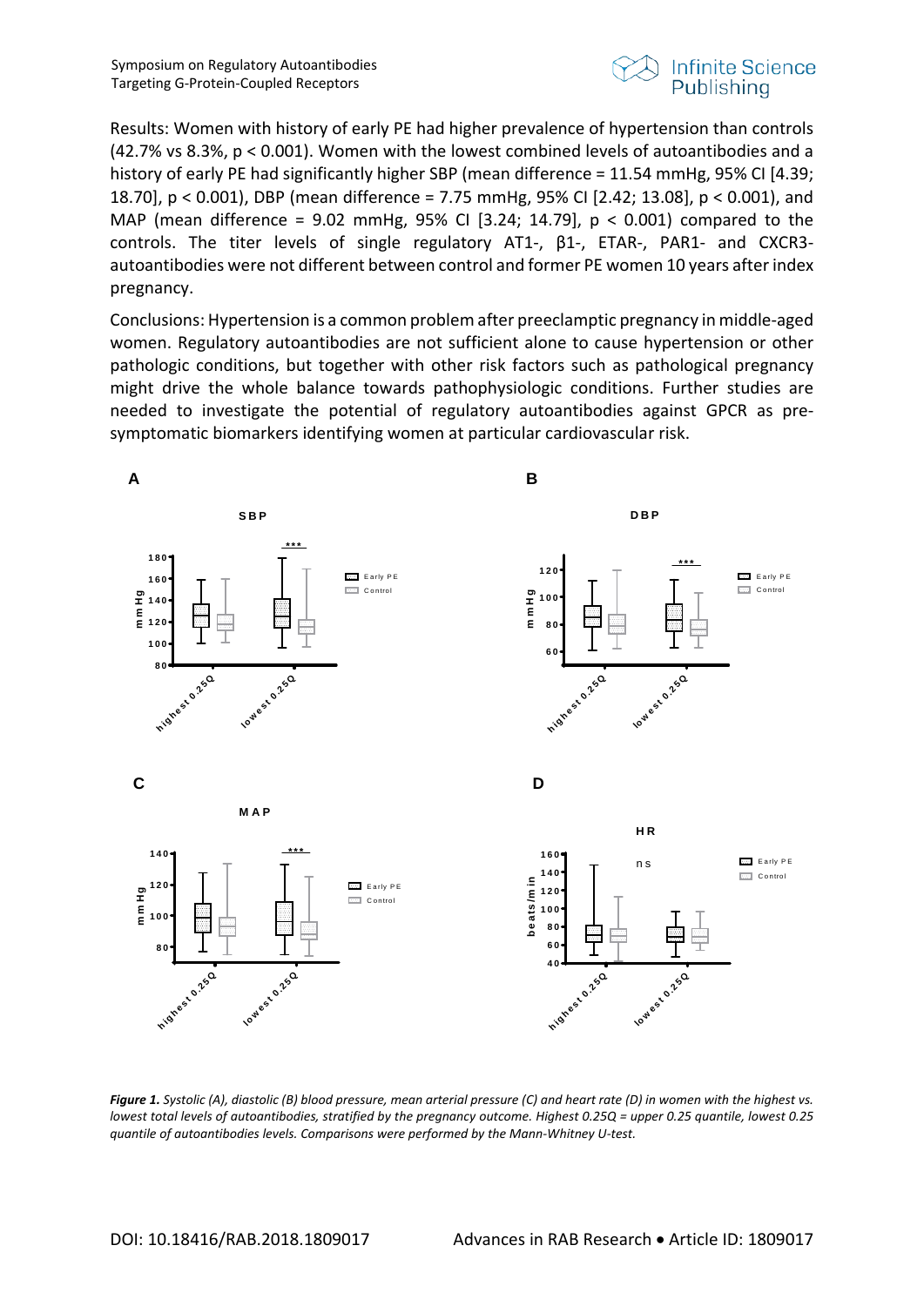Results: Women with history of early PE had higher prevalence of hypertension than controls (42.7% vs 8.3%, $p < 0.001$). Women with the lowest combined levels of autoantibodies and a history of early PE had significantly higher SBP (mean difference = 11.54 mmHg, 95% CI [4.39; 18.70], $p < 0.001$), DBP (mean difference = 7.75 mmHg, 95% CI [2.42; 13.08], $p < 0.001$), and MAP (mean difference = 9.02 mmHg, 95% CI [3.24; 14.79], $p < 0.001$) compared to the controls. The titer levels of single regulatory AT1-, β1-, ETAR-, PAR1- and CXCR3-autoantibodies were not different between control and former PE women 10 years after index pregnancy.

Conclusions: Hypertension is a common problem after preeclamptic pregnancy in middle-aged women. Regulatory autoantibodies are not sufficient alone to cause hypertension or other pathologic conditions, but together with other risk factors such as pathological pregnancy might drive the whole balance towards pathophysiologic conditions. Further studies are needed to investigate the potential of regulatory autoantibodies against GPCR as pre-symptomatic biomarkers identifying women at particular cardiovascular risk.

A

SBP

mmHg

180
160
140
120
100
80

\*\*\*

highest 0.25Q
lowest 0.25Q

Early PE
Control

B

DBP

mmHg

120
100
80
60

\*\*\*

highest 0.25Q
lowest 0.25Q

Early PE
Control

C

MAP

mmHg

140
120
100
80

\*\*\*

highest 0.25Q
lowest 0.25Q

Early PE
Control

D

HR

beats/min

160
140
120
100
80
60
40

ns

highest 0.25Q
lowest 0.25Q

Early PE
Control

***Figure 1.*** *Systolic (A), diastolic (B) blood pressure, mean arterial pressure (C) and heart rate (D) in women with the highest vs. lowest total levels of autoantibodies, stratified by the pregnancy outcome. Highest 0.25Q = upper 0.25 quantile, lowest 0.25 quantile of autoantibodies levels. Comparisons were performed by the Mann-Whitney U-test.*